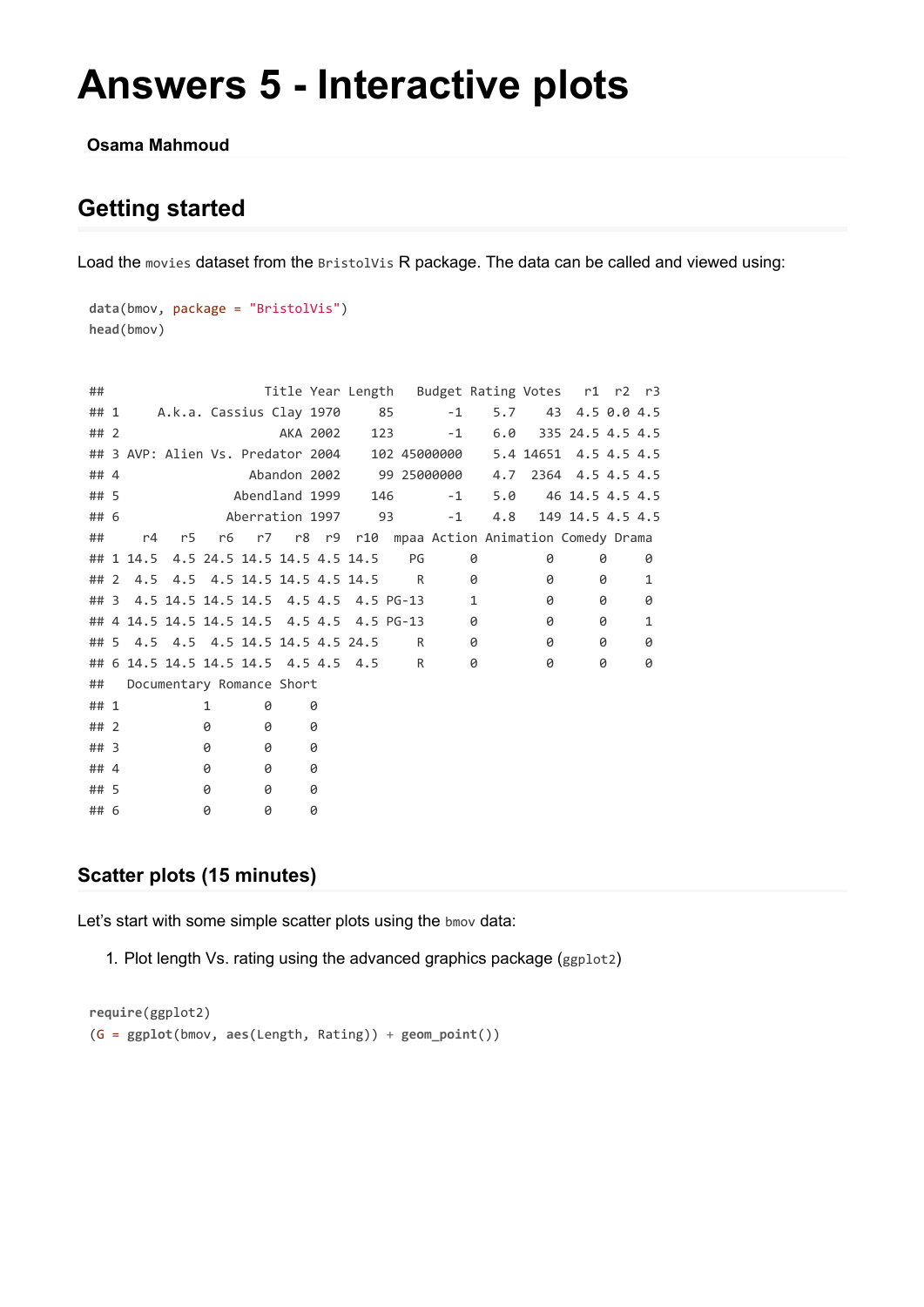# Answers 5 - Interactive plots

**Osama Mahmoud**

## Getting started

Load the `movies` dataset from the `BristolVis` R package. The data can be called and viewed using:

```
data(bmov, package = "BristolVis")
head(bmov)
```

```
##                     Title Year Length   Budget Rating Votes   r1  r2  r3
## 1     A.k.a. Cassius Clay 1970     85       -1    5.7    43  4.5 0.0 4.5
## 2                     AKA 2002    123       -1    6.0   335 24.5 4.5 4.5
## 3 AVP: Alien Vs. Predator 2004    102 45000000    5.4 14651  4.5 4.5 4.5
## 4                  Abandon 2002     99 25000000    4.7  2364  4.5 4.5 4.5
## 5              Abendland 1999    146       -1    5.0    46 14.5 4.5 4.5
## 6              Aberration 1997     93       -1    4.8   149 14.5 4.5 4.5
##     r4   r5   r6   r7   r8  r9  r10  mpaa Action Animation Comedy Drama
## 1 14.5  4.5 24.5 14.5 14.5 4.5 14.5    PG      0         0      0     0
## 2  4.5  4.5  4.5 14.5 14.5 4.5 14.5     R      0         0      0     1
## 3  4.5 14.5 14.5 14.5  4.5 4.5  4.5 PG-13      1         0      0     0
## 4 14.5 14.5 14.5 14.5  4.5 4.5  4.5 PG-13      0         0      0     1
## 5  4.5  4.5  4.5 14.5 14.5 4.5 24.5     R      0         0      0     0
## 6 14.5 14.5 14.5 14.5  4.5 4.5  4.5     R      0         0      0     0
##   Documentary Romance Short
## 1           1       0     0
## 2           0       0     0
## 3           0       0     0
## 4           0       0     0
## 5           0       0     0
## 6           0       0     0
```

### Scatter plots (15 minutes)

Let's start with some simple scatter plots using the `bmov` data:

1. Plot length Vs. rating using the advanced graphics package (`ggplot2`)

```
require(ggplot2)
(G = ggplot(bmov, aes(Length, Rating)) + geom_point())
```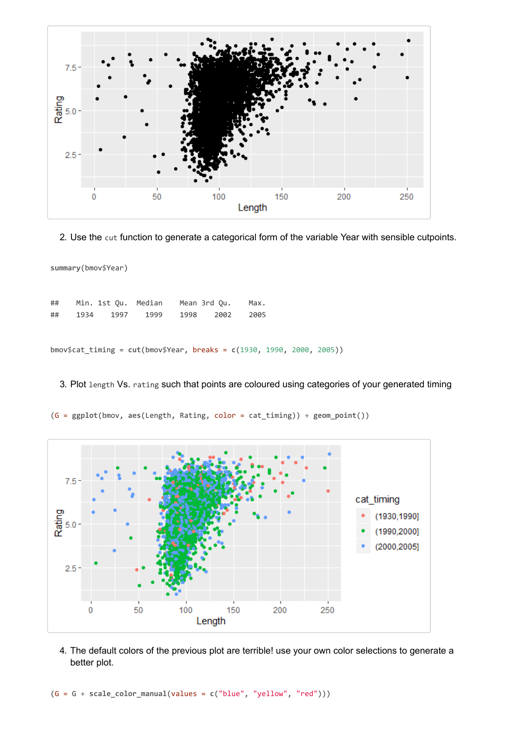2. Use the `cut` function to generate a categorical form of the variable Year with sensible cutpoints.

```
summary(bmov$Year)
```

```
##    Min. 1st Qu.  Median    Mean 3rd Qu.    Max.
##    1934    1997    1999    1998    2002    2005
```

```
bmov$cat_timing = cut(bmov$Year, breaks = c(1930, 1990, 2000, 2005))
```

3. Plot `length` Vs. `rating` such that points are coloured using categories of your generated timing

```
(G = ggplot(bmov, aes(Length, Rating, color = cat_timing)) + geom_point())
```

4. The default colors of the previous plot are terrible! use your own color selections to generate a better plot.

```
(G = G + scale_color_manual(values = c("blue", "yellow", "red")))
```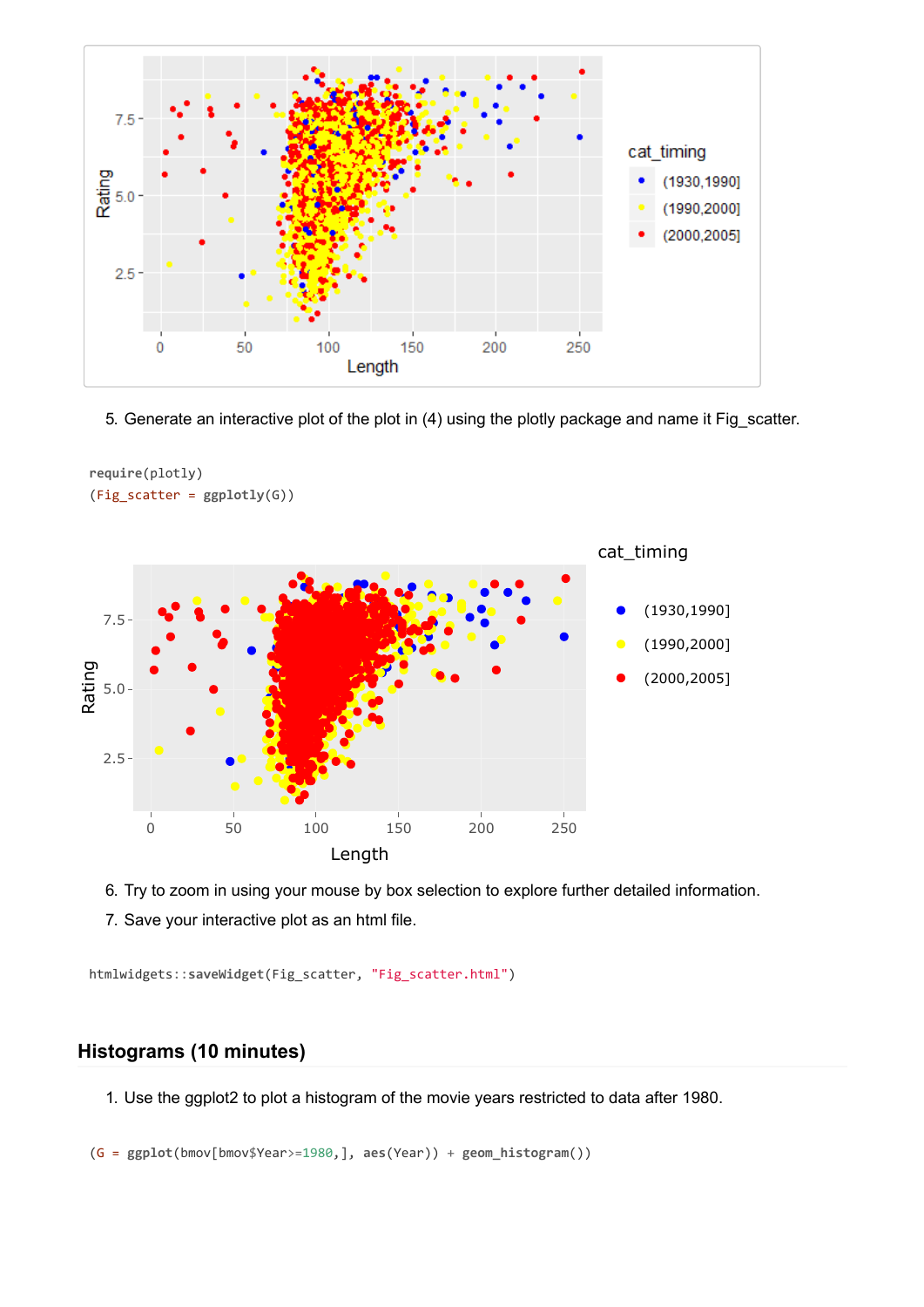5. Generate an interactive plot of the plot in (4) using the plotly package and name it Fig_scatter.

```
require(plotly)
(Fig_scatter = ggplotly(G))
```

6. Try to zoom in using your mouse by box selection to explore further detailed information.
7. Save your interactive plot as an html file.

```
htmlwidgets::saveWidget(Fig_scatter, "Fig_scatter.html")
```

## Histograms (10 minutes)

1. Use the ggplot2 to plot a histogram of the movie years restricted to data after 1980.

```
(G = ggplot(bmov[bmov$Year>=1980,], aes(Year)) + geom_histogram())
```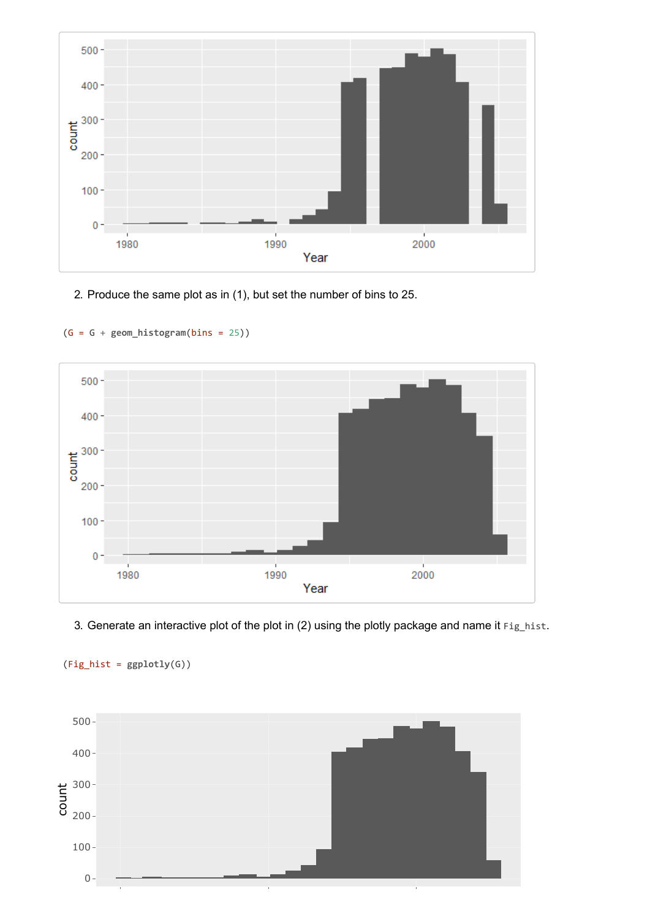2. Produce the same plot as in (1), but set the number of bins to 25.

```
(G = G + geom_histogram(bins = 25))
```

3. Generate an interactive plot of the plot in (2) using the plotly package and name it `Fig_hist`.

```
(Fig_hist = ggplotly(G))
```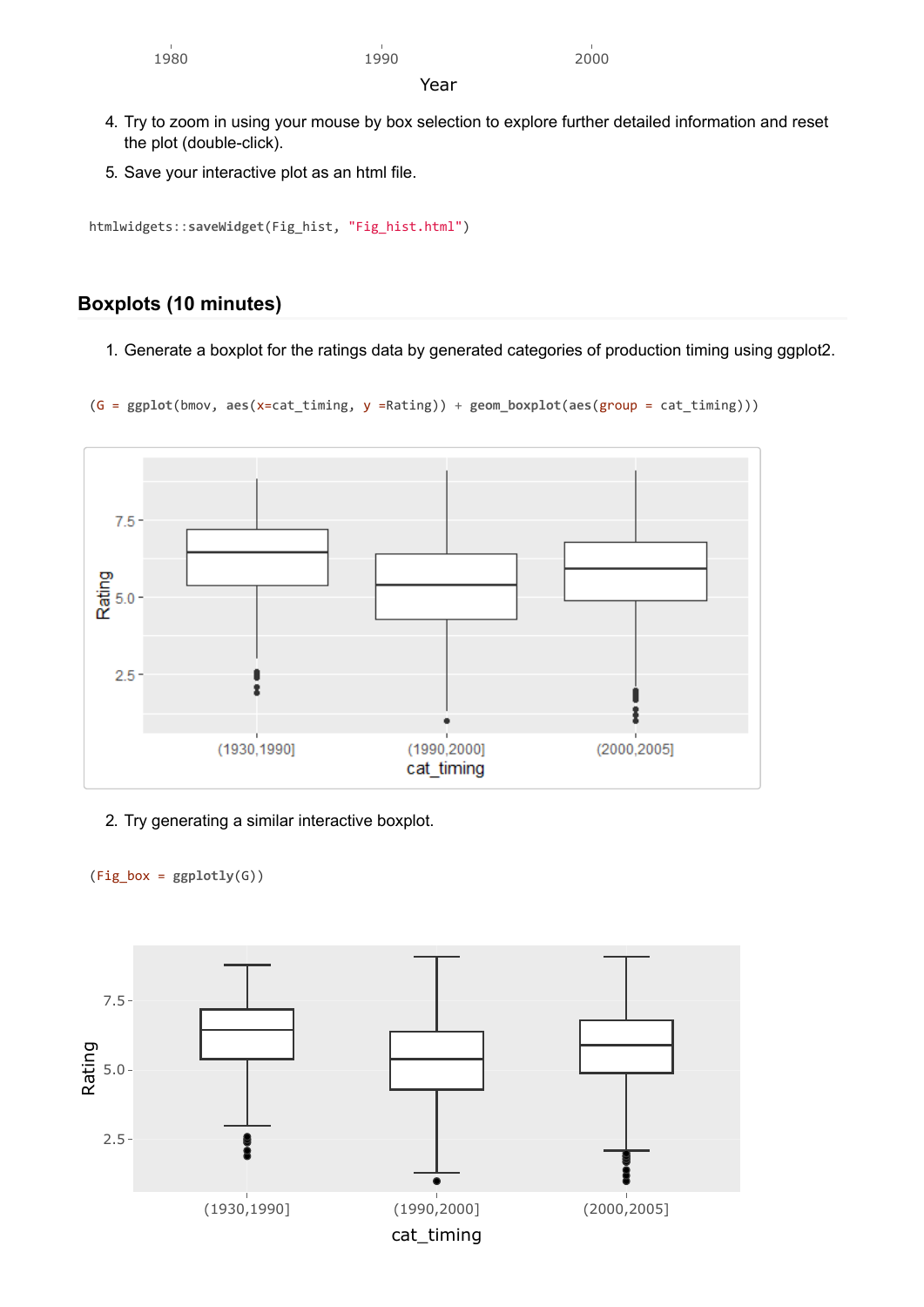1980 1990 2000

Year

4. Try to zoom in using your mouse by box selection to explore further detailed information and reset the plot (double-click).
5. Save your interactive plot as an html file.

```
htmlwidgets::saveWidget(Fig_hist, "Fig_hist.html")
```

## Boxplots (10 minutes)

1. Generate a boxplot for the ratings data by generated categories of production timing using ggplot2.

```
(G = ggplot(bmov, aes(x=cat_timing, y =Rating)) + geom_boxplot(aes(group = cat_timing)))
```

2. Try generating a similar interactive boxplot.

```
(Fig_box = ggplotly(G))
```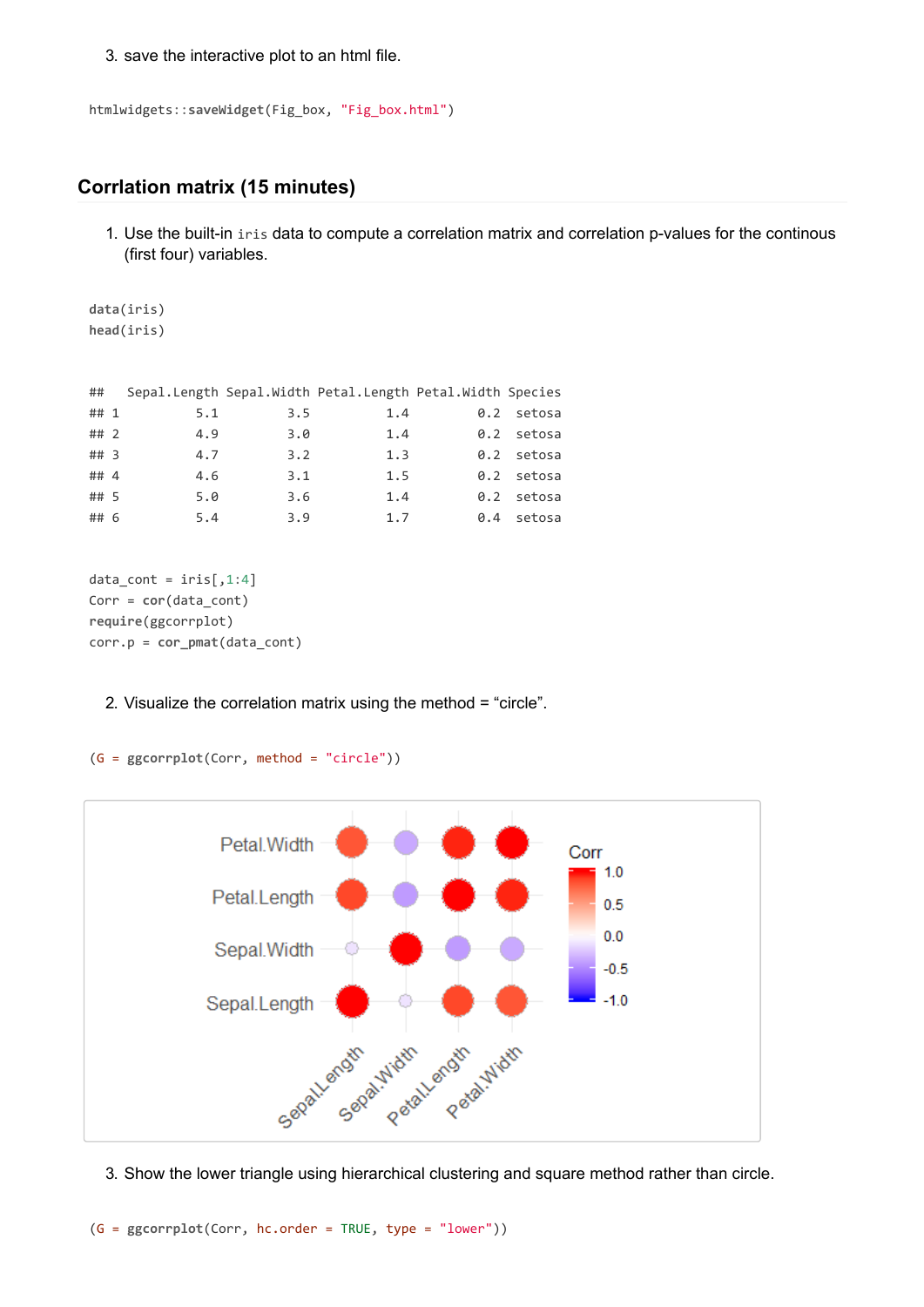3. save the interactive plot to an html file.

```
htmlwidgets::saveWidget(Fig_box, "Fig_box.html")
```

## Corrlation matrix (15 minutes)

1. Use the built-in `iris` data to compute a correlation matrix and correlation p-values for the continous (first four) variables.

```
data(iris)
head(iris)
```

```
##   Sepal.Length Sepal.Width Petal.Length Petal.Width Species
## 1          5.1         3.5          1.4         0.2  setosa
## 2          4.9         3.0          1.4         0.2  setosa
## 3          4.7         3.2          1.3         0.2  setosa
## 4          4.6         3.1          1.5         0.2  setosa
## 5          5.0         3.6          1.4         0.2  setosa
## 6          5.4         3.9          1.7         0.4  setosa
```

```
data_cont = iris[,1:4]
Corr = cor(data_cont)
require(ggcorrplot)
corr.p = cor_pmat(data_cont)
```

2. Visualize the correlation matrix using the method = "circle".

```
(G = ggcorrplot(Corr, method = "circle"))
```

3. Show the lower triangle using hierarchical clustering and square method rather than circle.

```
(G = ggcorrplot(Corr, hc.order = TRUE, type = "lower"))
```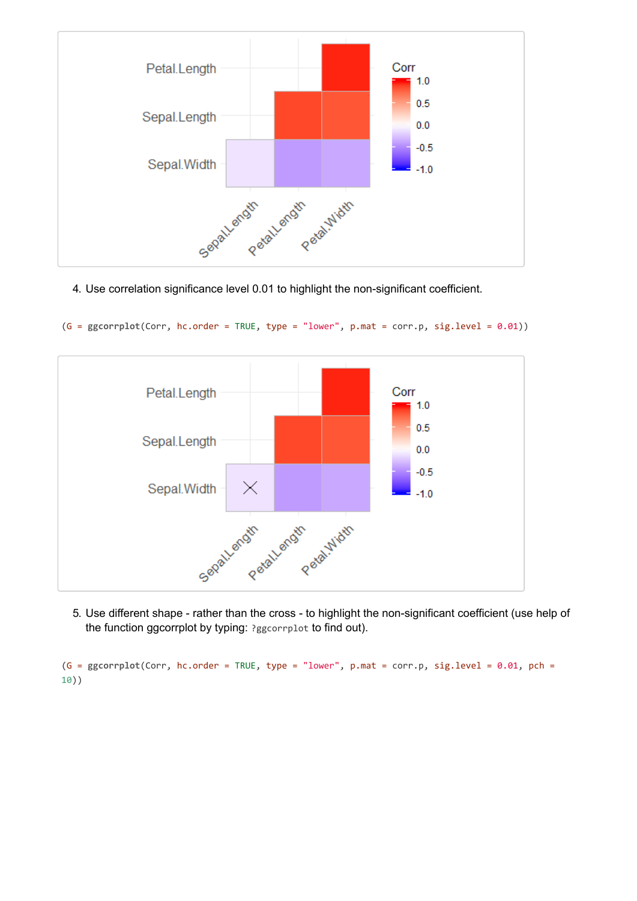4. Use correlation significance level 0.01 to highlight the non-significant coefficient.

```
(G = ggcorrplot(Corr, hc.order = TRUE, type = "lower", p.mat = corr.p, sig.level = 0.01))
```

5. Use different shape - rather than the cross - to highlight the non-significant coefficient (use help of the function ggcorrplot by typing: `?ggcorrplot` to find out).

```
(G = ggcorrplot(Corr, hc.order = TRUE, type = "lower", p.mat = corr.p, sig.level = 0.01, pch = 10))
```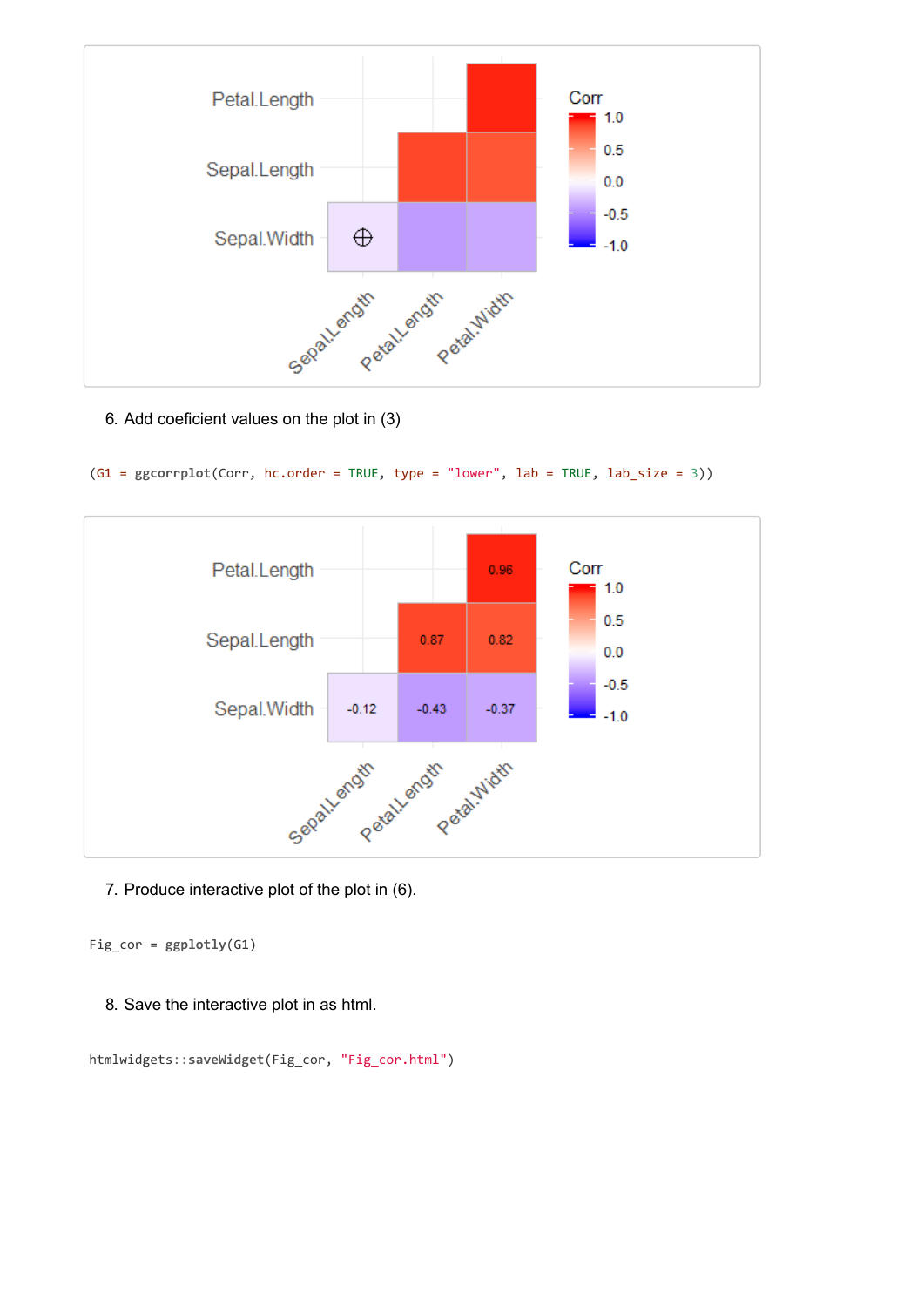Petal.Length

Sepal.Length

Sepal.Width

Sepal.Length

Petal.Length

Petal.Width

Corr

1.0

0.5

0.0

-0.5

-1.0

6. Add coeficient values on the plot in (3)

```
(G1 = ggcorrplot(Corr, hc.order = TRUE, type = "lower", lab = TRUE, lab_size = 3))
```

Petal.Length

Sepal.Length

Sepal.Width

0.96

0.87

0.82

-0.12

-0.43

-0.37

Sepal.Length

Petal.Length

Petal.Width

Corr

1.0

0.5

0.0

-0.5

-1.0

7. Produce interactive plot of the plot in (6).

```
Fig_cor = ggplotly(G1)
```

8. Save the interactive plot in as html.

```
htmlwidgets::saveWidget(Fig_cor, "Fig_cor.html")
```